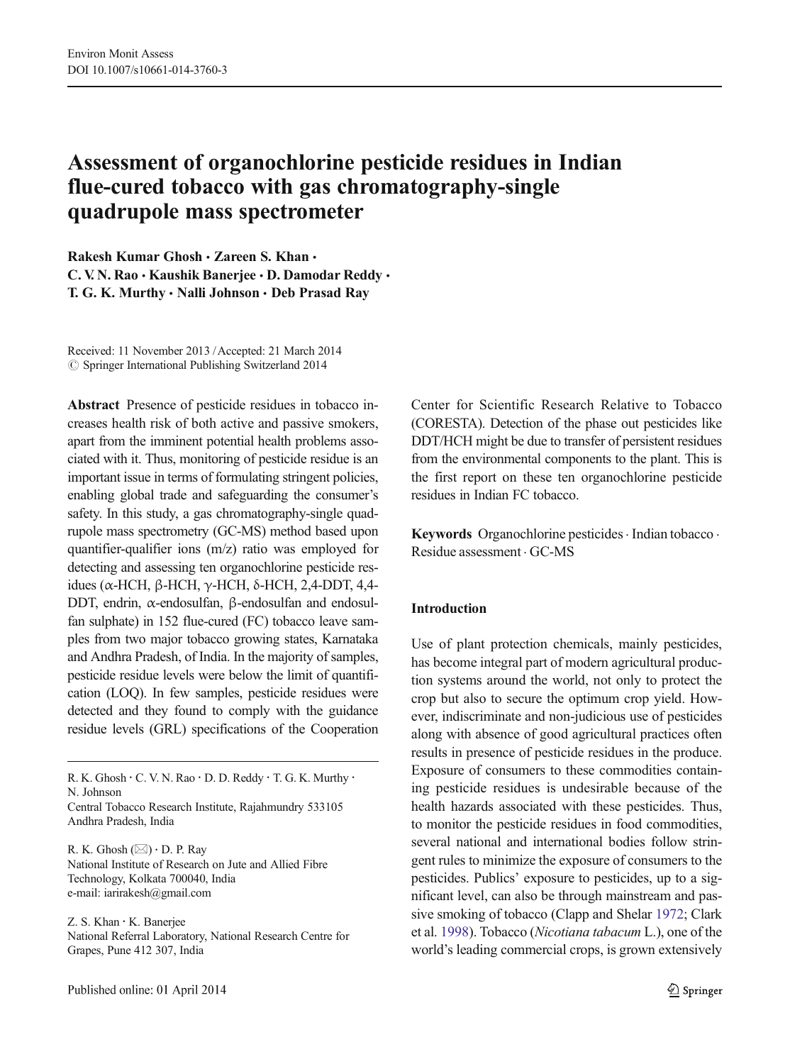# Assessment of organochlorine pesticide residues in Indian flue-cured tobacco with gas chromatography-single quadrupole mass spectrometer

**Rakesh Kumar Ghosh · Zareen S. Khan · C. V. N. Rao · Kaushik Banerjee · D. Damodar Reddy · T. G. K. Murthy · Nalli Johnson · Deb Prasad Ray**

Received: 11 November 2013 / Accepted: 21 March 2014
© Springer International Publishing Switzerland 2014

**Abstract** Presence of pesticide residues in tobacco increases health risk of both active and passive smokers, apart from the imminent potential health problems associated with it. Thus, monitoring of pesticide residue is an important issue in terms of formulating stringent policies, enabling global trade and safeguarding the consumer's safety. In this study, a gas chromatography-single quadrupole mass spectrometry (GC-MS) method based upon quantifier-qualifier ions (m/z) ratio was employed for detecting and assessing ten organochlorine pesticide residues (α-HCH, β-HCH, γ-HCH, δ-HCH, 2,4-DDT, 4,4-DDT, endrin, α-endosulfan, β-endosulfan and endosulfan sulphate) in 152 flue-cured (FC) tobacco leave samples from two major tobacco growing states, Karnataka and Andhra Pradesh, of India. In the majority of samples, pesticide residue levels were below the limit of quantification (LOQ). In few samples, pesticide residues were detected and they found to comply with the guidance residue levels (GRL) specifications of the Cooperation Center for Scientific Research Relative to Tobacco (CORESTA). Detection of the phase out pesticides like DDT/HCH might be due to transfer of persistent residues from the environmental components to the plant. This is the first report on these ten organochlorine pesticide residues in Indian FC tobacco.

**Keywords** Organochlorine pesticides · Indian tobacco · Residue assessment · GC-MS

R. K. Ghosh · C. V. N. Rao · D. D. Reddy · T. G. K. Murthy · N. Johnson
Central Tobacco Research Institute, Rajahmundry 533105 Andhra Pradesh, India

R. K. Ghosh (✉) · D. P. Ray
National Institute of Research on Jute and Allied Fibre Technology, Kolkata 700040, India
e-mail: iarirakesh@gmail.com

Z. S. Khan · K. Banerjee
National Referral Laboratory, National Research Centre for Grapes, Pune 412 307, India

## Introduction

Use of plant protection chemicals, mainly pesticides, has become integral part of modern agricultural production systems around the world, not only to protect the crop but also to secure the optimum crop yield. However, indiscriminate and non-judicious use of pesticides along with absence of good agricultural practices often results in presence of pesticide residues in the produce. Exposure of consumers to these commodities containing pesticide residues is undesirable because of the health hazards associated with these pesticides. Thus, to monitor the pesticide residues in food commodities, several national and international bodies follow stringent rules to minimize the exposure of consumers to the pesticides. Publics' exposure to pesticides, up to a significant level, can also be through mainstream and passive smoking of tobacco (Clapp and Shelar 1972; Clark et al. 1998). Tobacco (*Nicotiana tabacum* L.), one of the world's leading commercial crops, is grown extensively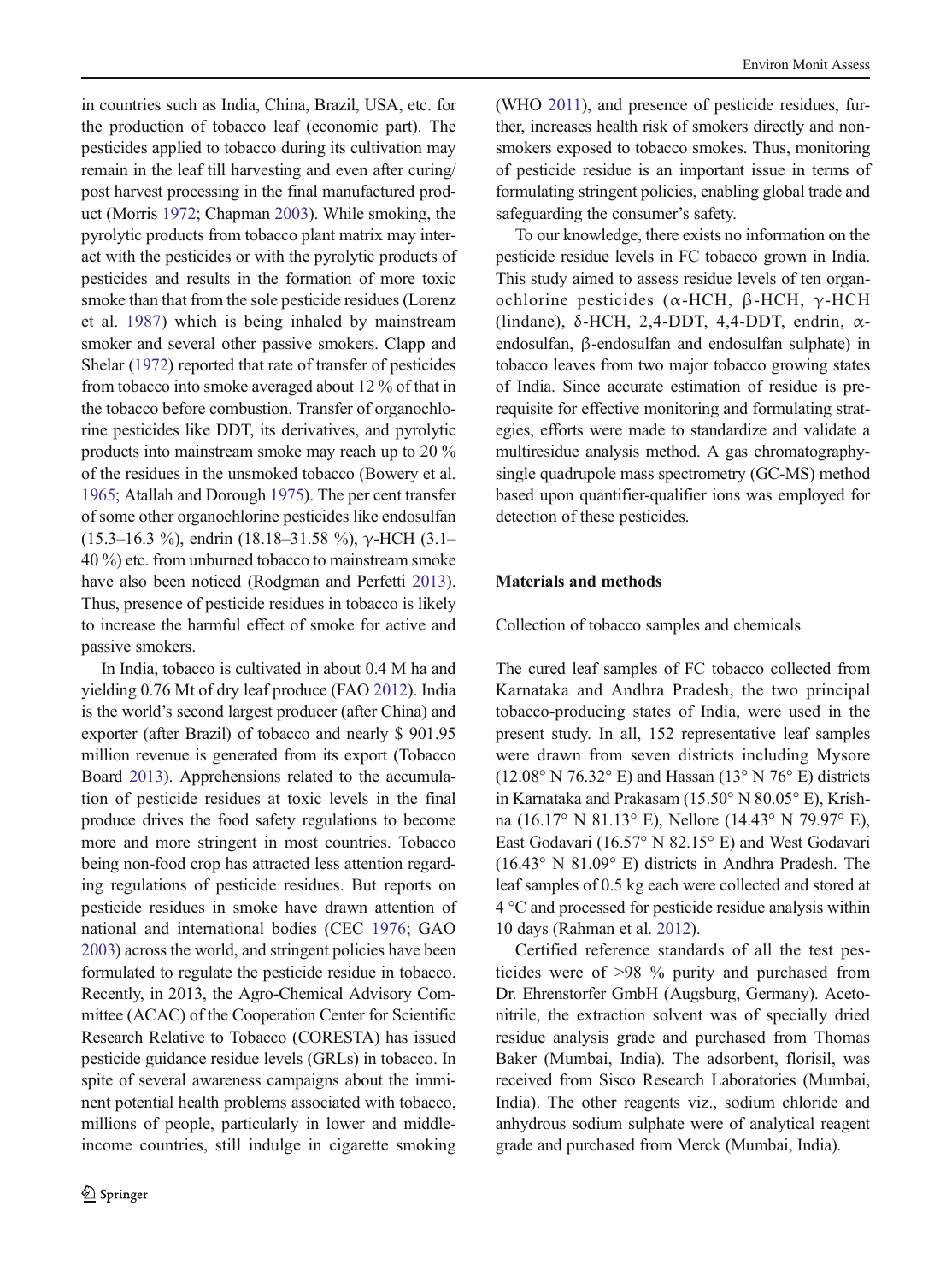in countries such as India, China, Brazil, USA, etc. for the production of tobacco leaf (economic part). The pesticides applied to tobacco during its cultivation may remain in the leaf till harvesting and even after curing/post harvest processing in the final manufactured product (Morris 1972; Chapman 2003). While smoking, the pyrolytic products from tobacco plant matrix may interact with the pesticides or with the pyrolytic products of pesticides and results in the formation of more toxic smoke than that from the sole pesticide residues (Lorenz et al. 1987) which is being inhaled by mainstream smoker and several other passive smokers. Clapp and Shelar (1972) reported that rate of transfer of pesticides from tobacco into smoke averaged about 12 % of that in the tobacco before combustion. Transfer of organochlorine pesticides like DDT, its derivatives, and pyrolytic products into mainstream smoke may reach up to 20 % of the residues in the unsmoked tobacco (Bowery et al. 1965; Atallah and Dorough 1975). The per cent transfer of some other organochlorine pesticides like endosulfan (15.3–16.3 %), endrin (18.18–31.58 %), γ-HCH (3.1–40 %) etc. from unburned tobacco to mainstream smoke have also been noticed (Rodgman and Perfetti 2013). Thus, presence of pesticide residues in tobacco is likely to increase the harmful effect of smoke for active and passive smokers.

In India, tobacco is cultivated in about 0.4 M ha and yielding 0.76 Mt of dry leaf produce (FAO 2012). India is the world's second largest producer (after China) and exporter (after Brazil) of tobacco and nearly $ 901.95 million revenue is generated from its export (Tobacco Board 2013). Apprehensions related to the accumulation of pesticide residues at toxic levels in the final produce drives the food safety regulations to become more and more stringent in most countries. Tobacco being non-food crop has attracted less attention regarding regulations of pesticide residues. But reports on pesticide residues in smoke have drawn attention of national and international bodies (CEC 1976; GAO 2003) across the world, and stringent policies have been formulated to regulate the pesticide residue in tobacco. Recently, in 2013, the Agro-Chemical Advisory Committee (ACAC) of the Cooperation Center for Scientific Research Relative to Tobacco (CORESTA) has issued pesticide guidance residue levels (GRLs) in tobacco. In spite of several awareness campaigns about the imminent potential health problems associated with tobacco, millions of people, particularly in lower and middle-income countries, still indulge in cigarette smoking (WHO 2011), and presence of pesticide residues, further, increases health risk of smokers directly and non-smokers exposed to tobacco smokes. Thus, monitoring of pesticide residue is an important issue in terms of formulating stringent policies, enabling global trade and safeguarding the consumer's safety.

To our knowledge, there exists no information on the pesticide residue levels in FC tobacco grown in India. This study aimed to assess residue levels of ten organochlorine pesticides (α-HCH, β-HCH, γ-HCH (lindane), δ-HCH, 2,4-DDT, 4,4-DDT, endrin, α-endosulfan, β-endosulfan and endosulfan sulphate) in tobacco leaves from two major tobacco growing states of India. Since accurate estimation of residue is prerequisite for effective monitoring and formulating strategies, efforts were made to standardize and validate a multiresidue analysis method. A gas chromatography-single quadrupole mass spectrometry (GC-MS) method based upon quantifier-qualifier ions was employed for detection of these pesticides.

## Materials and methods

### Collection of tobacco samples and chemicals

The cured leaf samples of FC tobacco collected from Karnataka and Andhra Pradesh, the two principal tobacco-producing states of India, were used in the present study. In all, 152 representative leaf samples were drawn from seven districts including Mysore (12.08° N 76.32° E) and Hassan (13° N 76° E) districts in Karnataka and Prakasam (15.50° N 80.05° E), Krishna (16.17° N 81.13° E), Nellore (14.43° N 79.97° E), East Godavari (16.57° N 82.15° E) and West Godavari (16.43° N 81.09° E) districts in Andhra Pradesh. The leaf samples of 0.5 kg each were collected and stored at 4 °C and processed for pesticide residue analysis within 10 days (Rahman et al. 2012).

Certified reference standards of all the test pesticides were of >98 % purity and purchased from Dr. Ehrenstorfer GmbH (Augsburg, Germany). Acetonitrile, the extraction solvent was of specially dried residue analysis grade and purchased from Thomas Baker (Mumbai, India). The adsorbent, florisil, was received from Sisco Research Laboratories (Mumbai, India). The other reagents viz., sodium chloride and anhydrous sodium sulphate were of analytical reagent grade and purchased from Merck (Mumbai, India).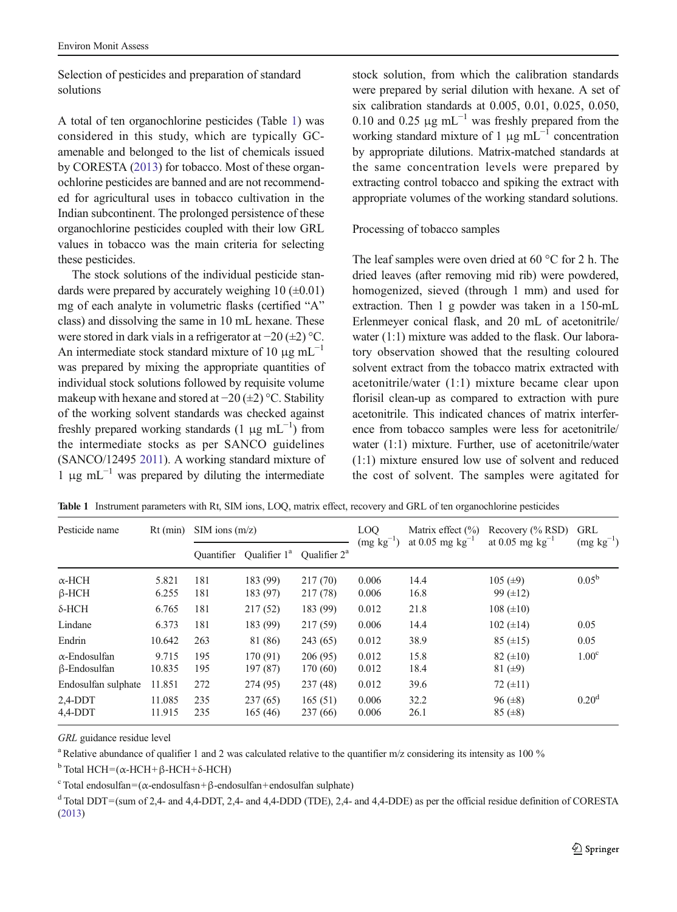## Selection of pesticides and preparation of standard solutions

A total of ten organochlorine pesticides (Table 1) was considered in this study, which are typically GC-amenable and belonged to the list of chemicals issued by CORESTA (2013) for tobacco. Most of these organochlorine pesticides are banned and are not recommended for agricultural uses in tobacco cultivation in the Indian subcontinent. The prolonged persistence of these organochlorine pesticides coupled with their low GRL values in tobacco was the main criteria for selecting these pesticides.

The stock solutions of the individual pesticide standards were prepared by accurately weighing 10 (±0.01) mg of each analyte in volumetric flasks (certified "A" class) and dissolving the same in 10 mL hexane. These were stored in dark vials in a refrigerator at −20 (±2) °C. An intermediate stock standard mixture of 10 μg mL$^{-1}$ was prepared by mixing the appropriate quantities of individual stock solutions followed by requisite volume makeup with hexane and stored at −20 (±2) °C. Stability of the working solvent standards was checked against freshly prepared working standards (1 μg mL$^{-1}$) from the intermediate stocks as per SANCO guidelines (SANCO/12495 2011). A working standard mixture of 1 μg mL$^{-1}$ was prepared by diluting the intermediate stock solution, from which the calibration standards were prepared by serial dilution with hexane. A set of six calibration standards at 0.005, 0.01, 0.025, 0.050, 0.10 and 0.25 μg mL$^{-1}$ was freshly prepared from the working standard mixture of 1 μg mL$^{-1}$ concentration by appropriate dilutions. Matrix-matched standards at the same concentration levels were prepared by extracting control tobacco and spiking the extract with appropriate volumes of the working standard solutions.

## Processing of tobacco samples

The leaf samples were oven dried at 60 °C for 2 h. The dried leaves (after removing mid rib) were powdered, homogenized, sieved (through 1 mm) and used for extraction. Then 1 g powder was taken in a 150-mL Erlenmeyer conical flask, and 20 mL of acetonitrile/water (1:1) mixture was added to the flask. Our laboratory observation showed that the resulting coloured solvent extract from the tobacco matrix extracted with acetonitrile/water (1:1) mixture became clear upon florisil clean-up as compared to extraction with pure acetonitrile. This indicated chances of matrix interference from tobacco samples were less for acetonitrile/water (1:1) mixture. Further, use of acetonitrile/water (1:1) mixture ensured low use of solvent and reduced the cost of solvent. The samples were agitated for

**Table 1** Instrument parameters with Rt, SIM ions, LOQ, matrix effect, recovery and GRL of ten organochlorine pesticides

| Pesticide name | Rt (min) | SIM ions (m/z) | | | LOQ (mg kg$^{-1}$) | Matrix effect (%) at 0.05 mg kg$^{-1}$ | Recovery (% RSD) at 0.05 mg kg$^{-1}$ | GRL (mg kg$^{-1}$) |
|---|---|---|---|---|---|---|---|---|
| | | Quantifier | Qualifier 1[a] | Qualifier 2[a] | | | | |
| α-HCH | 5.821 | 181 | 183 (99) | 217 (70) | 0.006 | 14.4 | 105 (±9) | 0.05[b] |
| β-HCH | 6.255 | 181 | 183 (97) | 217 (78) | 0.006 | 16.8 | 99 (±12) | |
| δ-HCH | 6.765 | 181 | 217 (52) | 183 (99) | 0.012 | 21.8 | 108 (±10) | |
| Lindane | 6.373 | 181 | 183 (99) | 217 (59) | 0.006 | 14.4 | 102 (±14) | 0.05 |
| Endrin | 10.642 | 263 | 81 (86) | 243 (65) | 0.012 | 38.9 | 85 (±15) | 0.05 |
| α-Endosulfan | 9.715 | 195 | 170 (91) | 206 (95) | 0.012 | 15.8 | 82 (±10) | 1.00[c] |
| β-Endosulfan | 10.835 | 195 | 197 (87) | 170 (60) | 0.012 | 18.4 | 81 (±9) | |
| Endosulfan sulphate | 11.851 | 272 | 274 (95) | 237 (48) | 0.012 | 39.6 | 72 (±11) | |
| 2,4-DDT | 11.085 | 235 | 237 (65) | 165 (51) | 0.006 | 32.2 | 96 (±8) | 0.20[d] |
| 4,4-DDT | 11.915 | 235 | 165 (46) | 237 (66) | 0.006 | 26.1 | 85 (±8) | |

*GRL* guidance residue level

[a] Relative abundance of qualifier 1 and 2 was calculated relative to the quantifier m/z considering its intensity as 100 %

[b] Total HCH=(α-HCH+β-HCH+δ-HCH)

[c] Total endosulfan=(α-endosulfasn+β-endosulfan+endosulfan sulphate)

[d] Total DDT=(sum of 2,4- and 4,4-DDT, 2,4- and 4,4-DDD (TDE), 2,4- and 4,4-DDE) as per the official residue definition of CORESTA (2013)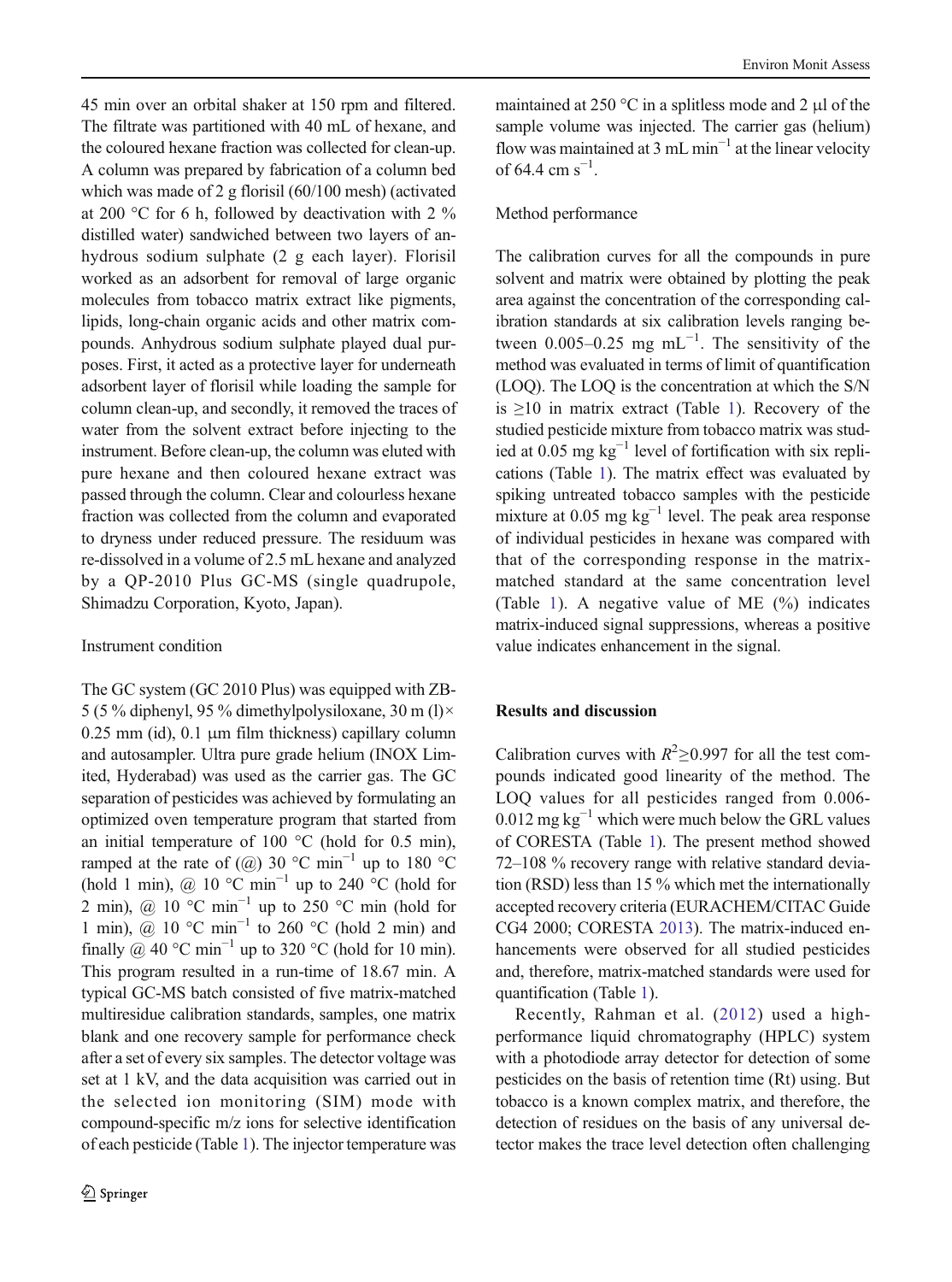45 min over an orbital shaker at 150 rpm and filtered. The filtrate was partitioned with 40 mL of hexane, and the coloured hexane fraction was collected for clean-up. A column was prepared by fabrication of a column bed which was made of 2 g florisil (60/100 mesh) (activated at 200 °C for 6 h, followed by deactivation with 2 % distilled water) sandwiched between two layers of anhydrous sodium sulphate (2 g each layer). Florisil worked as an adsorbent for removal of large organic molecules from tobacco matrix extract like pigments, lipids, long-chain organic acids and other matrix compounds. Anhydrous sodium sulphate played dual purposes. First, it acted as a protective layer for underneath adsorbent layer of florisil while loading the sample for column clean-up, and secondly, it removed the traces of water from the solvent extract before injecting to the instrument. Before clean-up, the column was eluted with pure hexane and then coloured hexane extract was passed through the column. Clear and colourless hexane fraction was collected from the column and evaporated to dryness under reduced pressure. The residuum was re-dissolved in a volume of 2.5 mL hexane and analyzed by a QP-2010 Plus GC-MS (single quadrupole, Shimadzu Corporation, Kyoto, Japan).

### Instrument condition

The GC system (GC 2010 Plus) was equipped with ZB-5 (5 % diphenyl, 95 % dimethylpolysiloxane, 30 m (l)× 0.25 mm (id), 0.1 μm film thickness) capillary column and autosampler. Ultra pure grade helium (INOX Limited, Hyderabad) was used as the carrier gas. The GC separation of pesticides was achieved by formulating an optimized oven temperature program that started from an initial temperature of 100 °C (hold for 0.5 min), ramped at the rate of (@) 30 °C min$^{-1}$ up to 180 °C (hold 1 min), @ 10 °C min$^{-1}$ up to 240 °C (hold for 2 min), @ 10 °C min$^{-1}$ up to 250 °C min (hold for 1 min), @ 10 °C min$^{-1}$ to 260 °C (hold 2 min) and finally @ 40 °C min$^{-1}$ up to 320 °C (hold for 10 min). This program resulted in a run-time of 18.67 min. A typical GC-MS batch consisted of five matrix-matched multiresidue calibration standards, samples, one matrix blank and one recovery sample for performance check after a set of every six samples. The detector voltage was set at 1 kV, and the data acquisition was carried out in the selected ion monitoring (SIM) mode with compound-specific m/z ions for selective identification of each pesticide (Table 1). The injector temperature was maintained at 250 °C in a splitless mode and 2 μl of the sample volume was injected. The carrier gas (helium) flow was maintained at 3 mL min$^{-1}$ at the linear velocity of 64.4 cm s$^{-1}$.

### Method performance

The calibration curves for all the compounds in pure solvent and matrix were obtained by plotting the peak area against the concentration of the corresponding calibration standards at six calibration levels ranging between 0.005–0.25 mg mL$^{-1}$. The sensitivity of the method was evaluated in terms of limit of quantification (LOQ). The LOQ is the concentration at which the S/N is ≥10 in matrix extract (Table 1). Recovery of the studied pesticide mixture from tobacco matrix was studied at 0.05 mg kg$^{-1}$ level of fortification with six replications (Table 1). The matrix effect was evaluated by spiking untreated tobacco samples with the pesticide mixture at 0.05 mg kg$^{-1}$ level. The peak area response of individual pesticides in hexane was compared with that of the corresponding response in the matrix-matched standard at the same concentration level (Table 1). A negative value of ME (%) indicates matrix-induced signal suppressions, whereas a positive value indicates enhancement in the signal.

## Results and discussion

Calibration curves with $R^2 \geq 0.997$ for all the test compounds indicated good linearity of the method. The LOQ values for all pesticides ranged from 0.006-0.012 mg kg$^{-1}$ which were much below the GRL values of CORESTA (Table 1). The present method showed 72–108 % recovery range with relative standard deviation (RSD) less than 15 % which met the internationally accepted recovery criteria (EURACHEM/CITAC Guide CG4 2000; CORESTA 2013). The matrix-induced enhancements were observed for all studied pesticides and, therefore, matrix-matched standards were used for quantification (Table 1).

Recently, Rahman et al. (2012) used a high-performance liquid chromatography (HPLC) system with a photodiode array detector for detection of some pesticides on the basis of retention time (Rt) using. But tobacco is a known complex matrix, and therefore, the detection of residues on the basis of any universal detector makes the trace level detection often challenging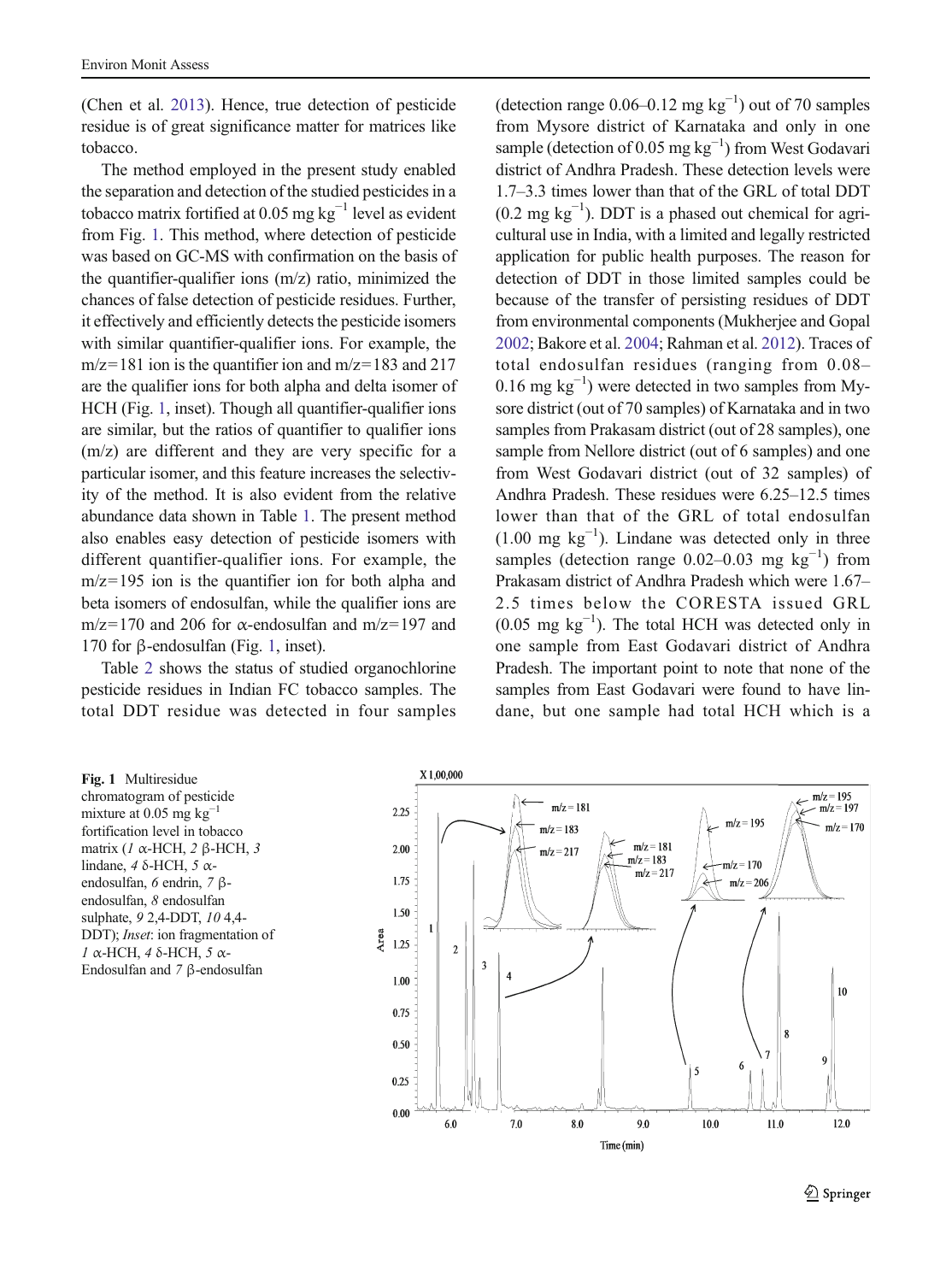(Chen et al. 2013). Hence, true detection of pesticide residue is of great significance matter for matrices like tobacco.

The method employed in the present study enabled the separation and detection of the studied pesticides in a tobacco matrix fortified at 0.05 mg kg$^{-1}$ level as evident from Fig. 1. This method, where detection of pesticide was based on GC-MS with confirmation on the basis of the quantifier-qualifier ions (m/z) ratio, minimized the chances of false detection of pesticide residues. Further, it effectively and efficiently detects the pesticide isomers with similar quantifier-qualifier ions. For example, the m/z=181 ion is the quantifier ion and m/z=183 and 217 are the qualifier ions for both alpha and delta isomer of HCH (Fig. 1, inset). Though all quantifier-qualifier ions are similar, but the ratios of quantifier to qualifier ions (m/z) are different and they are very specific for a particular isomer, and this feature increases the selectivity of the method. It is also evident from the relative abundance data shown in Table 1. The present method also enables easy detection of pesticide isomers with different quantifier-qualifier ions. For example, the m/z=195 ion is the quantifier ion for both alpha and beta isomers of endosulfan, while the qualifier ions are m/z=170 and 206 for α-endosulfan and m/z=197 and 170 for β-endosulfan (Fig. 1, inset).

Table 2 shows the status of studied organochlorine pesticide residues in Indian FC tobacco samples. The total DDT residue was detected in four samples (detection range 0.06–0.12 mg kg$^{-1}$) out of 70 samples from Mysore district of Karnataka and only in one sample (detection of 0.05 mg kg$^{-1}$) from West Godavari district of Andhra Pradesh. These detection levels were 1.7–3.3 times lower than that of the GRL of total DDT (0.2 mg kg$^{-1}$). DDT is a phased out chemical for agricultural use in India, with a limited and legally restricted application for public health purposes. The reason for detection of DDT in those limited samples could be because of the transfer of persisting residues of DDT from environmental components (Mukherjee and Gopal 2002; Bakore et al. 2004; Rahman et al. 2012). Traces of total endosulfan residues (ranging from 0.08–0.16 mg kg$^{-1}$) were detected in two samples from Mysore district (out of 70 samples) of Karnataka and in two samples from Prakasam district (out of 28 samples), one sample from Nellore district (out of 6 samples) and one from West Godavari district (out of 32 samples) of Andhra Pradesh. These residues were 6.25–12.5 times lower than that of the GRL of total endosulfan (1.00 mg kg$^{-1}$). Lindane was detected only in three samples (detection range 0.02–0.03 mg kg$^{-1}$) from Prakasam district of Andhra Pradesh which were 1.67–2.5 times below the CORESTA issued GRL (0.05 mg kg$^{-1}$). The total HCH was detected only in one sample from East Godavari district of Andhra Pradesh. The important point to note that none of the samples from East Godavari were found to have lindane, but one sample had total HCH which is a

**Fig. 1** Multiresidue chromatogram of pesticide mixture at 0.05 mg kg$^{-1}$ fortification level in tobacco matrix (*1* α-HCH, *2* β-HCH, *3* lindane, *4* δ-HCH, *5* α-endosulfan, *6* endrin, *7* β-endosulfan, *8* endosulfan sulphate, *9* 2,4-DDT, *10* 4,4-DDT); *Inset*: ion fragmentation of *1* α-HCH, *4* δ-HCH, *5* α-Endosulfan and *7* β-endosulfan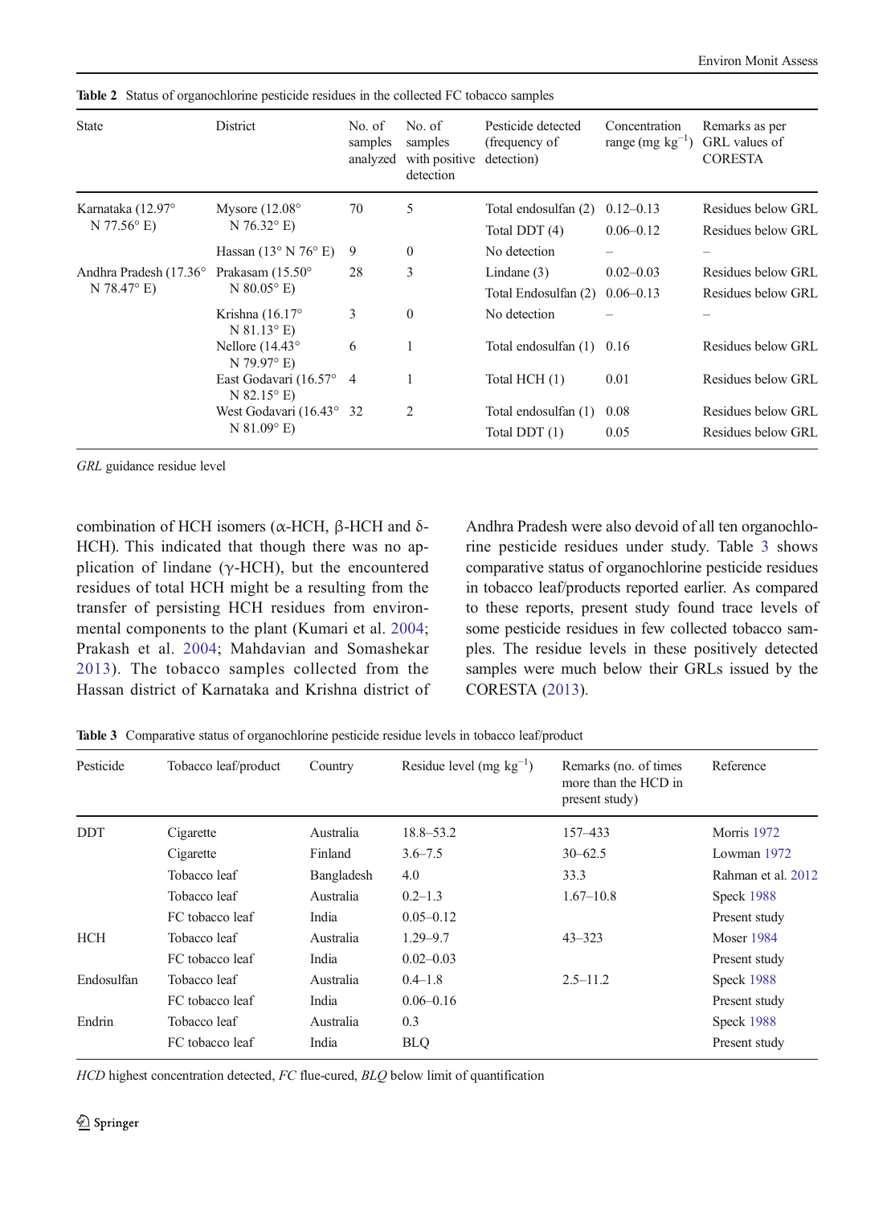**Table 2** Status of organochlorine pesticide residues in the collected FC tobacco samples

| State | District | No. of samples analyzed | No. of samples with positive detection | Pesticide detected (frequency of detection) | Concentration range (mg kg$^{-1}$) | Remarks as per GRL values of CORESTA |
|---|---|---|---|---|---|---|
| Karnataka (12.97° N 77.56° E) | Mysore (12.08° N 76.32° E) | 70 | 5 | Total endosulfan (2) | 0.12–0.13 | Residues below GRL |
| | | | | Total DDT (4) | 0.06–0.12 | Residues below GRL |
| | Hassan (13° N 76° E) | 9 | 0 | No detection | – | – |
| Andhra Pradesh (17.36° N 78.47° E) | Prakasam (15.50° N 80.05° E) | 28 | 3 | Lindane (3) | 0.02–0.03 | Residues below GRL |
| | | | | Total Endosulfan (2) | 0.06–0.13 | Residues below GRL |
| | Krishna (16.17° N 81.13° E) | 3 | 0 | No detection | – | – |
| | Nellore (14.43° N 79.97° E) | 6 | 1 | Total endosulfan (1) | 0.16 | Residues below GRL |
| | East Godavari (16.57° N 82.15° E) | 4 | 1 | Total HCH (1) | 0.01 | Residues below GRL |
| | West Godavari (16.43° N 81.09° E) | 32 | 2 | Total endosulfan (1) | 0.08 | Residues below GRL |
| | | | | Total DDT (1) | 0.05 | Residues below GRL |

*GRL* guidance residue level

combination of HCH isomers (α-HCH, β-HCH and δ-HCH). This indicated that though there was no application of lindane (γ-HCH), but the encountered residues of total HCH might be a resulting from the transfer of persisting HCH residues from environmental components to the plant (Kumari et al. 2004; Prakash et al. 2004; Mahdavian and Somashekar 2013). The tobacco samples collected from the Hassan district of Karnataka and Krishna district of Andhra Pradesh were also devoid of all ten organochlorine pesticide residues under study. Table 3 shows comparative status of organochlorine pesticide residues in tobacco leaf/products reported earlier. As compared to these reports, present study found trace levels of some pesticide residues in few collected tobacco samples. The residue levels in these positively detected samples were much below their GRLs issued by the CORESTA (2013).

**Table 3** Comparative status of organochlorine pesticide residue levels in tobacco leaf/product

| Pesticide | Tobacco leaf/product | Country | Residue level (mg kg$^{-1}$) | Remarks (no. of times more than the HCD in present study) | Reference |
|---|---|---|---|---|---|
| DDT | Cigarette | Australia | 18.8–53.2 | 157–433 | Morris 1972 |
| | Cigarette | Finland | 3.6–7.5 | 30–62.5 | Lowman 1972 |
| | Tobacco leaf | Bangladesh | 4.0 | 33.3 | Rahman et al. 2012 |
| | Tobacco leaf | Australia | 0.2–1.3 | 1.67–10.8 | Speck 1988 |
| | FC tobacco leaf | India | 0.05–0.12 | | Present study |
| HCH | Tobacco leaf | Australia | 1.29–9.7 | 43–323 | Moser 1984 |
| | FC tobacco leaf | India | 0.02–0.03 | | Present study |
| Endosulfan | Tobacco leaf | Australia | 0.4–1.8 | 2.5–11.2 | Speck 1988 |
| | FC tobacco leaf | India | 0.06–0.16 | | Present study |
| Endrin | Tobacco leaf | Australia | 0.3 | | Speck 1988 |
| | FC tobacco leaf | India | BLQ | | Present study |

*HCD* highest concentration detected, *FC* flue-cured, *BLQ* below limit of quantification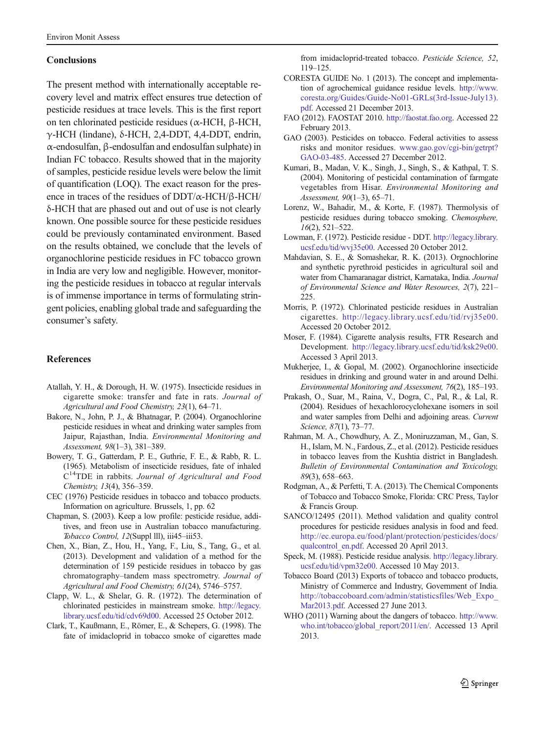## Conclusions

The present method with internationally acceptable recovery level and matrix effect ensures true detection of pesticide residues at trace levels. This is the first report on ten chlorinated pesticide residues (α-HCH, β-HCH, γ-HCH (lindane), δ-HCH, 2,4-DDT, 4,4-DDT, endrin, α-endosulfan, β-endosulfan and endosulfan sulphate) in Indian FC tobacco. Results showed that in the majority of samples, pesticide residue levels were below the limit of quantification (LOQ). The exact reason for the presence in traces of the residues of DDT/α-HCH/β-HCH/δ-HCH that are phased out and out of use is not clearly known. One possible source for these pesticide residues could be previously contaminated environment. Based on the results obtained, we conclude that the levels of organochlorine pesticide residues in FC tobacco grown in India are very low and negligible. However, monitoring the pesticide residues in tobacco at regular intervals is of immense importance in terms of formulating stringent policies, enabling global trade and safeguarding the consumer's safety.

## References

Atallah, Y. H., & Dorough, H. W. (1975). Insecticide residues in cigarette smoke: transfer and fate in rats. *Journal of Agricultural and Food Chemistry, 23*(1), 64–71.

Bakore, N., John, P. J., & Bhatnagar, P. (2004). Organochlorine pesticide residues in wheat and drinking water samples from Jaipur, Rajasthan, India. *Environmental Monitoring and Assessment, 98*(1–3), 381–389.

Bowery, T. G., Gatterdam, P. E., Guthrie, F. E., & Rabb, R. L. (1965). Metabolism of insecticide residues, fate of inhaled $C^{14}$TDE in rabbits. *Journal of Agricultural and Food Chemistry, 13*(4), 356–359.

CEC (1976) Pesticide residues in tobacco and tobacco products. Information on agriculture. Brussels, 1, pp. 62

Chapman, S. (2003). Keep a low profile: pesticide residue, additives, and freon use in Australian tobacco manufacturing. *Tobacco Control, 12*(Suppl lll), iii45–iii53.

Chen, X., Bian, Z., Hou, H., Yang, F., Liu, S., Tang, G., et al. (2013). Development and validation of a method for the determination of 159 pesticide residues in tobacco by gas chromatography–tandem mass spectrometry. *Journal of Agricultural and Food Chemistry, 61*(24), 5746–5757.

Clapp, W. L., & Shelar, G. R. (1972). The determination of chlorinated pesticides in mainstream smoke. http://legacy.library.ucsf.edu/tid/cdv69d00. Accessed 25 October 2012.

Clark, T., Kaußmann, E., Römer, E., & Schepers, G. (1998). The fate of imidacloprid in tobacco smoke of cigarettes made from imidacloprid-treated tobacco. *Pesticide Science, 52*, 119–125.

CORESTA GUIDE No. 1 (2013). The concept and implementation of agrochemical guidance residue levels. http://www.coresta.org/Guides/Guide-No01-GRLs(3rd-Issue-July13).pdf. Accessed 21 December 2013.

FAO (2012). FAOSTAT 2010. http://faostat.fao.org. Accessed 22 February 2013.

GAO (2003). Pesticides on tobacco. Federal activities to assess risks and monitor residues. www.gao.gov/cgi-bin/getrpt?GAO-03-485. Accessed 27 December 2012.

Kumari, B., Madan, V. K., Singh, J., Singh, S., & Kathpal, T. S. (2004). Monitoring of pesticidal contamination of farmgate vegetables from Hisar. *Environmental Monitoring and Assessment, 90*(1–3), 65–71.

Lorenz, W., Bahadir, M., & Korte, F. (1987). Thermolysis of pesticide residues during tobacco smoking. *Chemosphere, 16*(2), 521–522.

Lowman, F. (1972). Pesticide residue - DDT. http://legacy.library.ucsf.edu/tid/wvj35e00. Accessed 20 October 2012.

Mahdavian, S. E., & Somashekar, R. K. (2013). Orgnochlorine and synthetic pyrethroid pesticides in agricultural soil and water from Chamaranagar district, Karnataka, India. *Journal of Environmental Science and Water Resources, 2*(7), 221–225.

Morris, P. (1972). Chlorinated pesticide residues in Australian cigarettes. http://legacy.library.ucsf.edu/tid/rvj35e00. Accessed 20 October 2012.

Moser, F. (1984). Cigarette analysis results, FTR Research and Development. http://legacy.library.ucsf.edu/tid/ksk29e00. Accessed 3 April 2013.

Mukherjee, I., & Gopal, M. (2002). Organochlorine insecticide residues in drinking and ground water in and around Delhi. *Environmental Monitoring and Assessment, 76*(2), 185–193.

Prakash, O., Suar, M., Raina, V., Dogra, C., Pal, R., & Lal, R. (2004). Residues of hexachlorocyclohexane isomers in soil and water samples from Delhi and adjoining areas. *Current Science, 87*(1), 73–77.

Rahman, M. A., Chowdhury, A. Z., Moniruzzaman, M., Gan, S. H., Islam, M. N., Fardous, Z., et al. (2012). Pesticide residues in tobacco leaves from the Kushtia district in Bangladesh. *Bulletin of Environmental Contamination and Toxicology, 89*(3), 658–663.

Rodgman, A., & Perfetti, T. A. (2013). The Chemical Components of Tobacco and Tobacco Smoke, Florida: CRC Press, Taylor & Francis Group.

SANCO/12495 (2011). Method validation and quality control procedures for pesticide residues analysis in food and feed. http://ec.europa.eu/food/plant/protection/pesticides/docs/qualcontrol_en.pdf. Accessed 20 April 2013.

Speck, M. (1988). Pesticide residue analysis. http://legacy.library.ucsf.edu/tid/vpm32e00. Accessed 10 May 2013.

Tobacco Board (2013) Exports of tobacco and tobacco products, Ministry of Commerce and Industry, Government of India. http://tobaccoboard.com/admin/statisticsfiles/Web_Expo_Mar2013.pdf. Accessed 27 June 2013.

WHO (2011) Warning about the dangers of tobacco. http://www.who.int/tobacco/global_report/2011/en/. Accessed 13 April 2013.